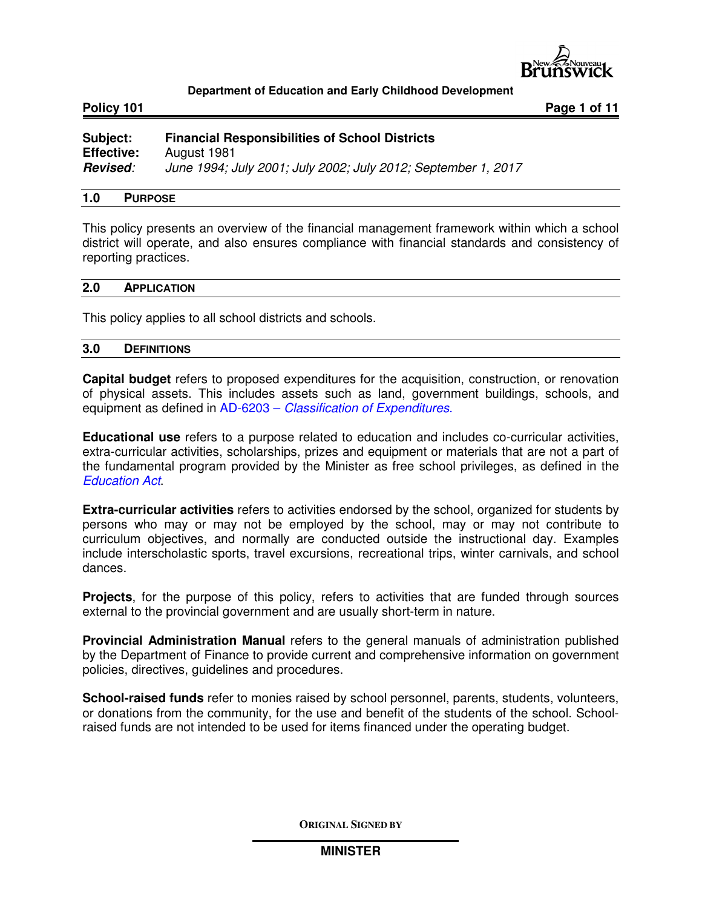**Department of Education and Early Childhood Development**

**Policy 101**

| | |
|---|---|
| **Subject:** | **Financial Responsibilities of School Districts** |
| **Effective:** | August 1981 |
| ***Revised:*** | *June 1994; July 2001; July 2002; July 2012; September 1, 2017* |

## 1.0 PURPOSE

This policy presents an overview of the financial management framework within which a school district will operate, and also ensures compliance with financial standards and consistency of reporting practices.

## 2.0 APPLICATION

This policy applies to all school districts and schools.

## 3.0 DEFINITIONS

**Capital budget** refers to proposed expenditures for the acquisition, construction, or renovation of physical assets. This includes assets such as land, government buildings, schools, and equipment as defined in AD-6203 – *Classification of Expenditures*.

**Educational use** refers to a purpose related to education and includes co-curricular activities, extra-curricular activities, scholarships, prizes and equipment or materials that are not a part of the fundamental program provided by the Minister as free school privileges, as defined in the *Education Act*.

**Extra-curricular activities** refers to activities endorsed by the school, organized for students by persons who may or may not be employed by the school, may or may not contribute to curriculum objectives, and normally are conducted outside the instructional day. Examples include interscholastic sports, travel excursions, recreational trips, winter carnivals, and school dances.

**Projects**, for the purpose of this policy, refers to activities that are funded through sources external to the provincial government and are usually short-term in nature.

**Provincial Administration Manual** refers to the general manuals of administration published by the Department of Finance to provide current and comprehensive information on government policies, directives, guidelines and procedures.

**School-raised funds** refer to monies raised by school personnel, parents, students, volunteers, or donations from the community, for the use and benefit of the students of the school. School-raised funds are not intended to be used for items financed under the operating budget.

ORIGINAL SIGNED BY

**MINISTER**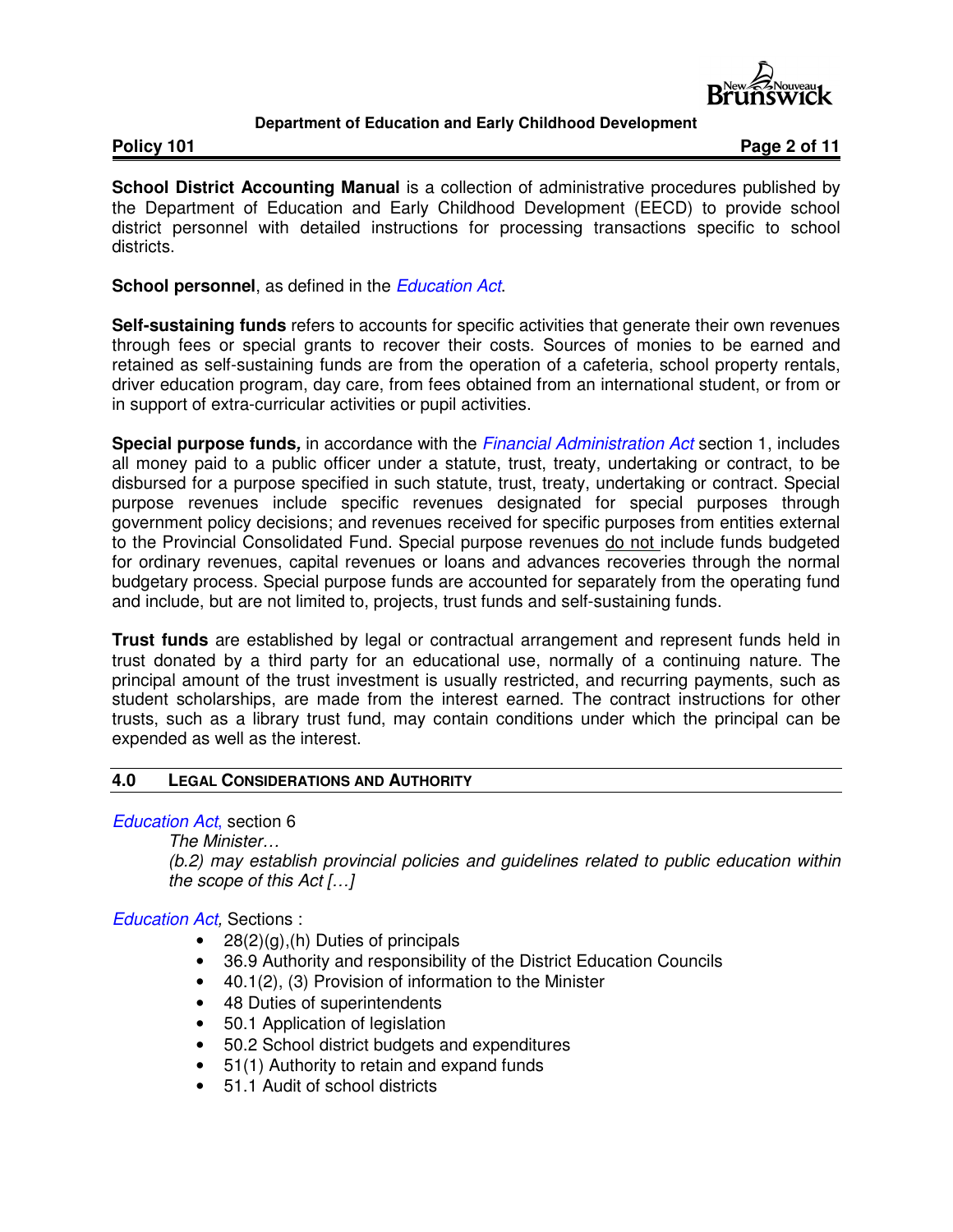**School District Accounting Manual** is a collection of administrative procedures published by the Department of Education and Early Childhood Development (EECD) to provide school district personnel with detailed instructions for processing transactions specific to school districts.

**School personnel**, as defined in the *Education Act*.

**Self-sustaining funds** refers to accounts for specific activities that generate their own revenues through fees or special grants to recover their costs. Sources of monies to be earned and retained as self-sustaining funds are from the operation of a cafeteria, school property rentals, driver education program, day care, from fees obtained from an international student, or from or in support of extra-curricular activities or pupil activities.

**Special purpose funds,** in accordance with the *Financial Administration Act* section 1, includes all money paid to a public officer under a statute, trust, treaty, undertaking or contract, to be disbursed for a purpose specified in such statute, trust, treaty, undertaking or contract. Special purpose revenues include specific revenues designated for special purposes through government policy decisions; and revenues received for specific purposes from entities external to the Provincial Consolidated Fund. Special purpose revenues do not include funds budgeted for ordinary revenues, capital revenues or loans and advances recoveries through the normal budgetary process. Special purpose funds are accounted for separately from the operating fund and include, but are not limited to, projects, trust funds and self-sustaining funds.

**Trust funds** are established by legal or contractual arrangement and represent funds held in trust donated by a third party for an educational use, normally of a continuing nature. The principal amount of the trust investment is usually restricted, and recurring payments, such as student scholarships, are made from the interest earned. The contract instructions for other trusts, such as a library trust fund, may contain conditions under which the principal can be expended as well as the interest.

## 4.0 LEGAL CONSIDERATIONS AND AUTHORITY

*Education Act*, section 6

> *The Minister…*
>
> *(b.2) may establish provincial policies and guidelines related to public education within the scope of this Act […]*

*Education Act,* Sections :

- 28(2)(g),(h) Duties of principals
- 36.9 Authority and responsibility of the District Education Councils
- 40.1(2), (3) Provision of information to the Minister
- 48 Duties of superintendents
- 50.1 Application of legislation
- 50.2 School district budgets and expenditures
- 51(1) Authority to retain and expand funds
- 51.1 Audit of school districts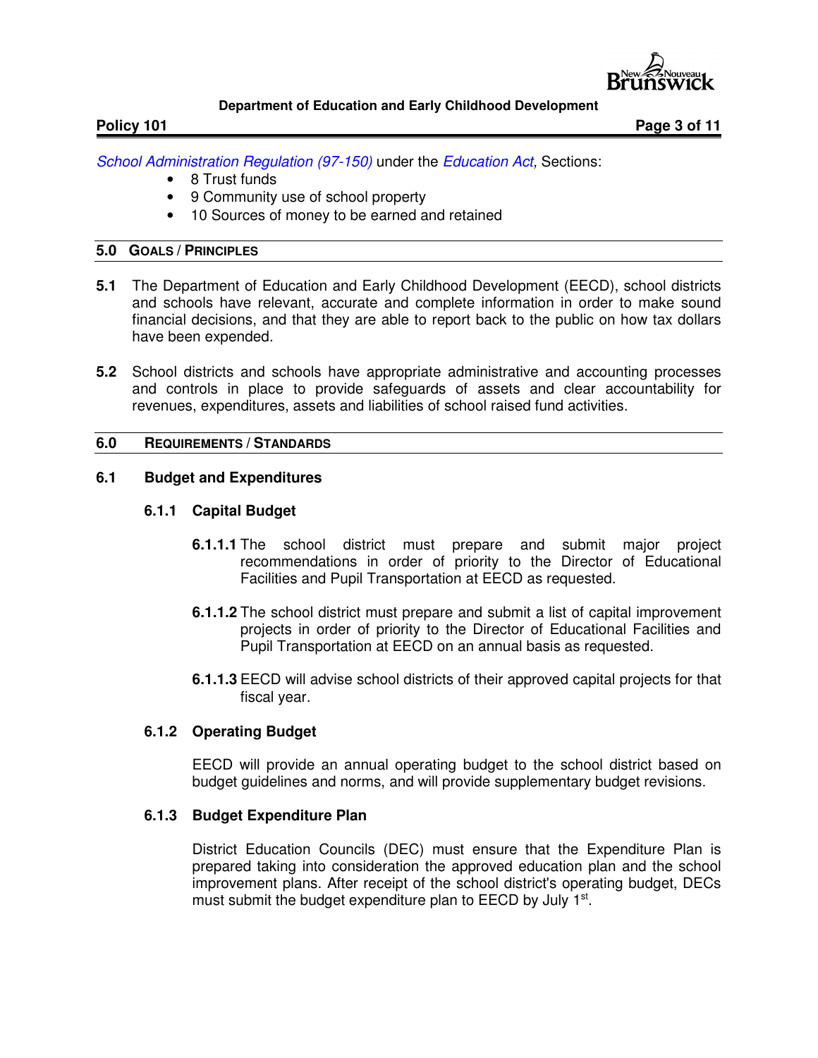*School Administration Regulation (97-150)* under the *Education Act,* Sections:

- 8 Trust funds
- 9 Community use of school property
- 10 Sources of money to be earned and retained

## 5.0 GOALS / PRINCIPLES

**5.1** The Department of Education and Early Childhood Development (EECD), school districts and schools have relevant, accurate and complete information in order to make sound financial decisions, and that they are able to report back to the public on how tax dollars have been expended.

**5.2** School districts and schools have appropriate administrative and accounting processes and controls in place to provide safeguards of assets and clear accountability for revenues, expenditures, assets and liabilities of school raised fund activities.

## 6.0 REQUIREMENTS / STANDARDS

### 6.1 Budget and Expenditures

#### 6.1.1 Capital Budget

**6.1.1.1** The school district must prepare and submit major project recommendations in order of priority to the Director of Educational Facilities and Pupil Transportation at EECD as requested.

**6.1.1.2** The school district must prepare and submit a list of capital improvement projects in order of priority to the Director of Educational Facilities and Pupil Transportation at EECD on an annual basis as requested.

**6.1.1.3** EECD will advise school districts of their approved capital projects for that fiscal year.

#### 6.1.2 Operating Budget

EECD will provide an annual operating budget to the school district based on budget guidelines and norms, and will provide supplementary budget revisions.

#### 6.1.3 Budget Expenditure Plan

District Education Councils (DEC) must ensure that the Expenditure Plan is prepared taking into consideration the approved education plan and the school improvement plans. After receipt of the school district's operating budget, DECs must submit the budget expenditure plan to EECD by July 1st.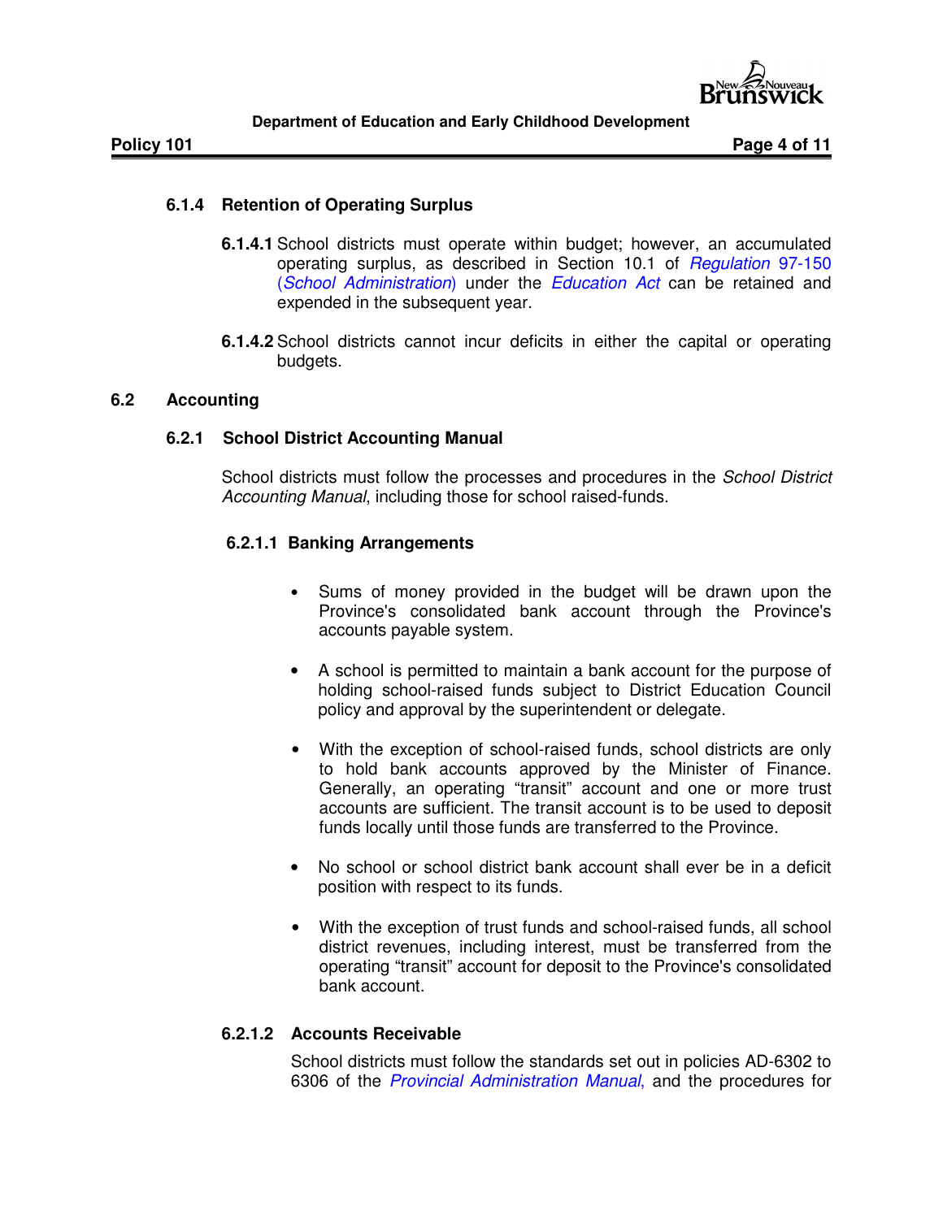### 6.1.4 Retention of Operating Surplus

**6.1.4.1** School districts must operate within budget; however, an accumulated operating surplus, as described in Section 10.1 of *Regulation* 97-150 (*School Administration*) under the *Education Act* can be retained and expended in the subsequent year.

**6.1.4.2** School districts cannot incur deficits in either the capital or operating budgets.

## 6.2 Accounting

### 6.2.1 School District Accounting Manual

School districts must follow the processes and procedures in the *School District Accounting Manual*, including those for school raised-funds.

#### 6.2.1.1 Banking Arrangements

- Sums of money provided in the budget will be drawn upon the Province's consolidated bank account through the Province's accounts payable system.
- A school is permitted to maintain a bank account for the purpose of holding school-raised funds subject to District Education Council policy and approval by the superintendent or delegate.
- With the exception of school-raised funds, school districts are only to hold bank accounts approved by the Minister of Finance. Generally, an operating "transit" account and one or more trust accounts are sufficient. The transit account is to be used to deposit funds locally until those funds are transferred to the Province.
- No school or school district bank account shall ever be in a deficit position with respect to its funds.
- With the exception of trust funds and school-raised funds, all school district revenues, including interest, must be transferred from the operating "transit" account for deposit to the Province's consolidated bank account.

#### 6.2.1.2 Accounts Receivable

School districts must follow the standards set out in policies AD-6302 to 6306 of the *Provincial Administration Manual*, and the procedures for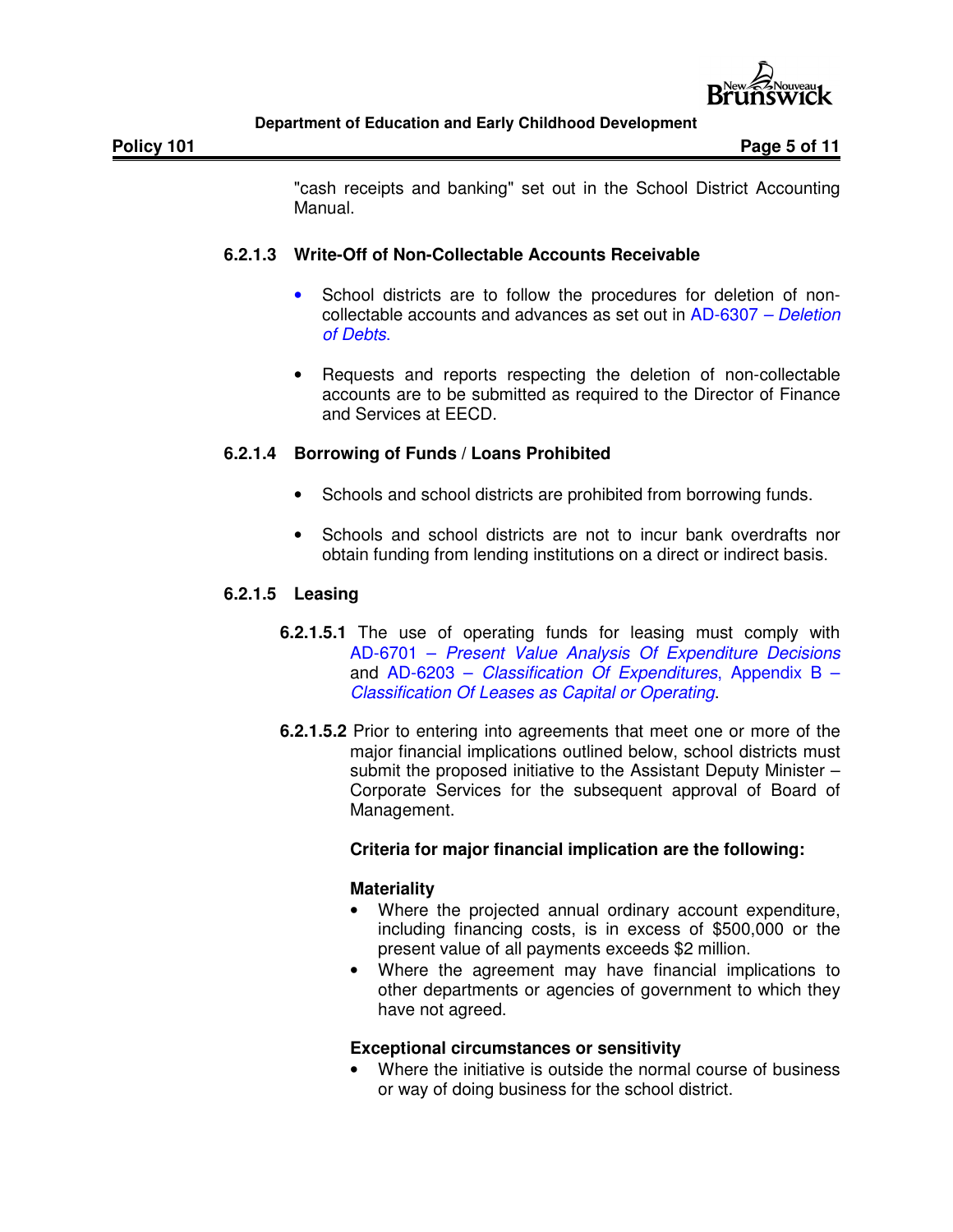"cash receipts and banking" set out in the School District Accounting Manual.

#### 6.2.1.3 Write-Off of Non-Collectable Accounts Receivable

- School districts are to follow the procedures for deletion of non-collectable accounts and advances as set out in AD-6307 – *Deletion of Debts*.

- Requests and reports respecting the deletion of non-collectable accounts are to be submitted as required to the Director of Finance and Services at EECD.

#### 6.2.1.4 Borrowing of Funds / Loans Prohibited

- Schools and school districts are prohibited from borrowing funds.

- Schools and school districts are not to incur bank overdrafts nor obtain funding from lending institutions on a direct or indirect basis.

#### 6.2.1.5 Leasing

**6.2.1.5.1** The use of operating funds for leasing must comply with AD-6701 – *Present Value Analysis Of Expenditure Decisions* and AD-6203 – *Classification Of Expenditures*, Appendix B – *Classification Of Leases as Capital or Operating*.

**6.2.1.5.2** Prior to entering into agreements that meet one or more of the major financial implications outlined below, school districts must submit the proposed initiative to the Assistant Deputy Minister – Corporate Services for the subsequent approval of Board of Management.

**Criteria for major financial implication are the following:**

**Materiality**

- Where the projected annual ordinary account expenditure, including financing costs, is in excess of $500,000 or the present value of all payments exceeds $2 million.
- Where the agreement may have financial implications to other departments or agencies of government to which they have not agreed.

**Exceptional circumstances or sensitivity**

- Where the initiative is outside the normal course of business or way of doing business for the school district.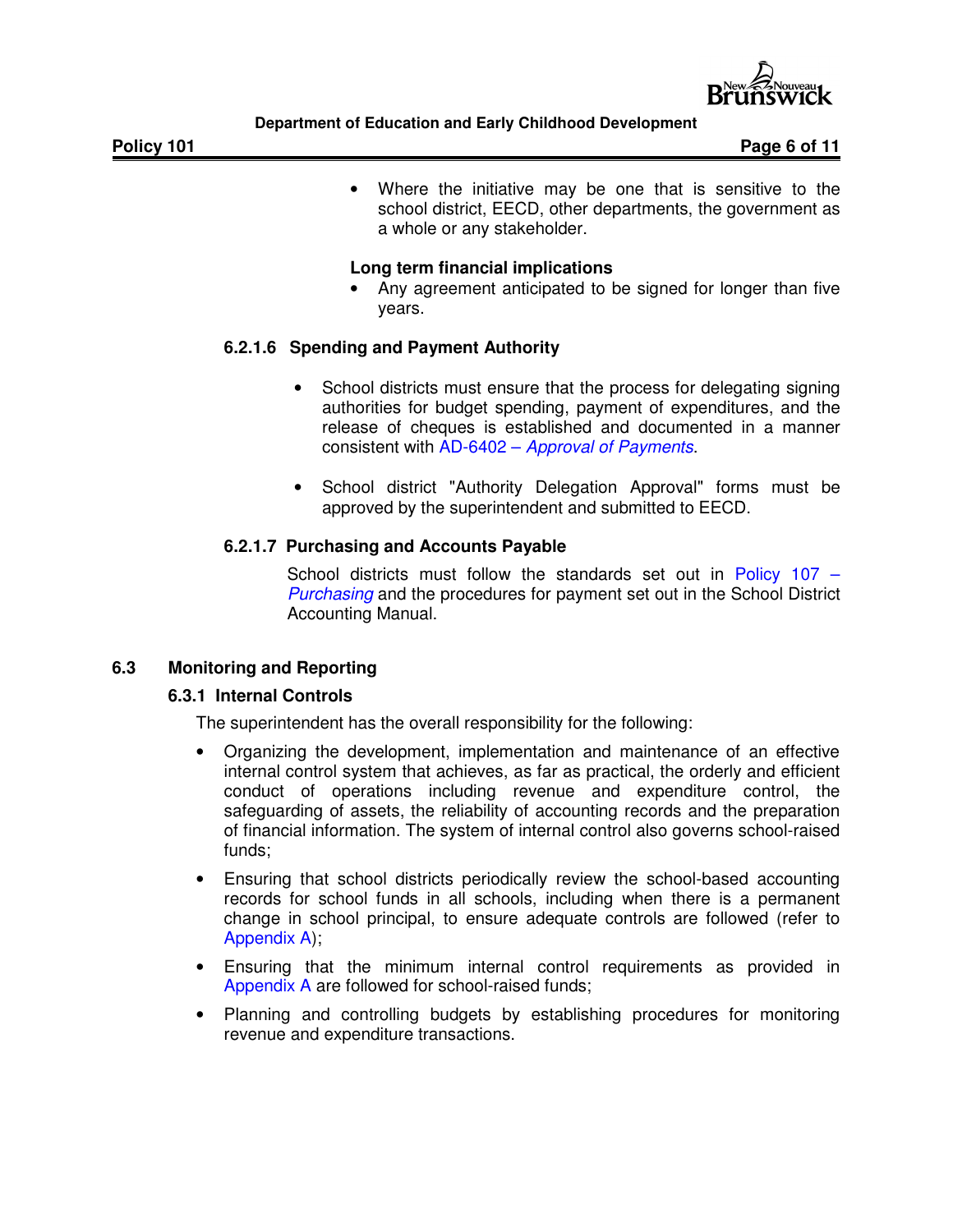- Where the initiative may be one that is sensitive to the school district, EECD, other departments, the government as a whole or any stakeholder.

**Long term financial implications**

- Any agreement anticipated to be signed for longer than five years.

#### 6.2.1.6 Spending and Payment Authority

- School districts must ensure that the process for delegating signing authorities for budget spending, payment of expenditures, and the release of cheques is established and documented in a manner consistent with AD-6402 – *Approval of Payments*.

- School district "Authority Delegation Approval" forms must be approved by the superintendent and submitted to EECD.

#### 6.2.1.7 Purchasing and Accounts Payable

School districts must follow the standards set out in Policy 107 – *Purchasing* and the procedures for payment set out in the School District Accounting Manual.

## 6.3 Monitoring and Reporting

### 6.3.1 Internal Controls

The superintendent has the overall responsibility for the following:

- Organizing the development, implementation and maintenance of an effective internal control system that achieves, as far as practical, the orderly and efficient conduct of operations including revenue and expenditure control, the safeguarding of assets, the reliability of accounting records and the preparation of financial information. The system of internal control also governs school-raised funds;
- Ensuring that school districts periodically review the school-based accounting records for school funds in all schools, including when there is a permanent change in school principal, to ensure adequate controls are followed (refer to Appendix A);
- Ensuring that the minimum internal control requirements as provided in Appendix A are followed for school-raised funds;
- Planning and controlling budgets by establishing procedures for monitoring revenue and expenditure transactions.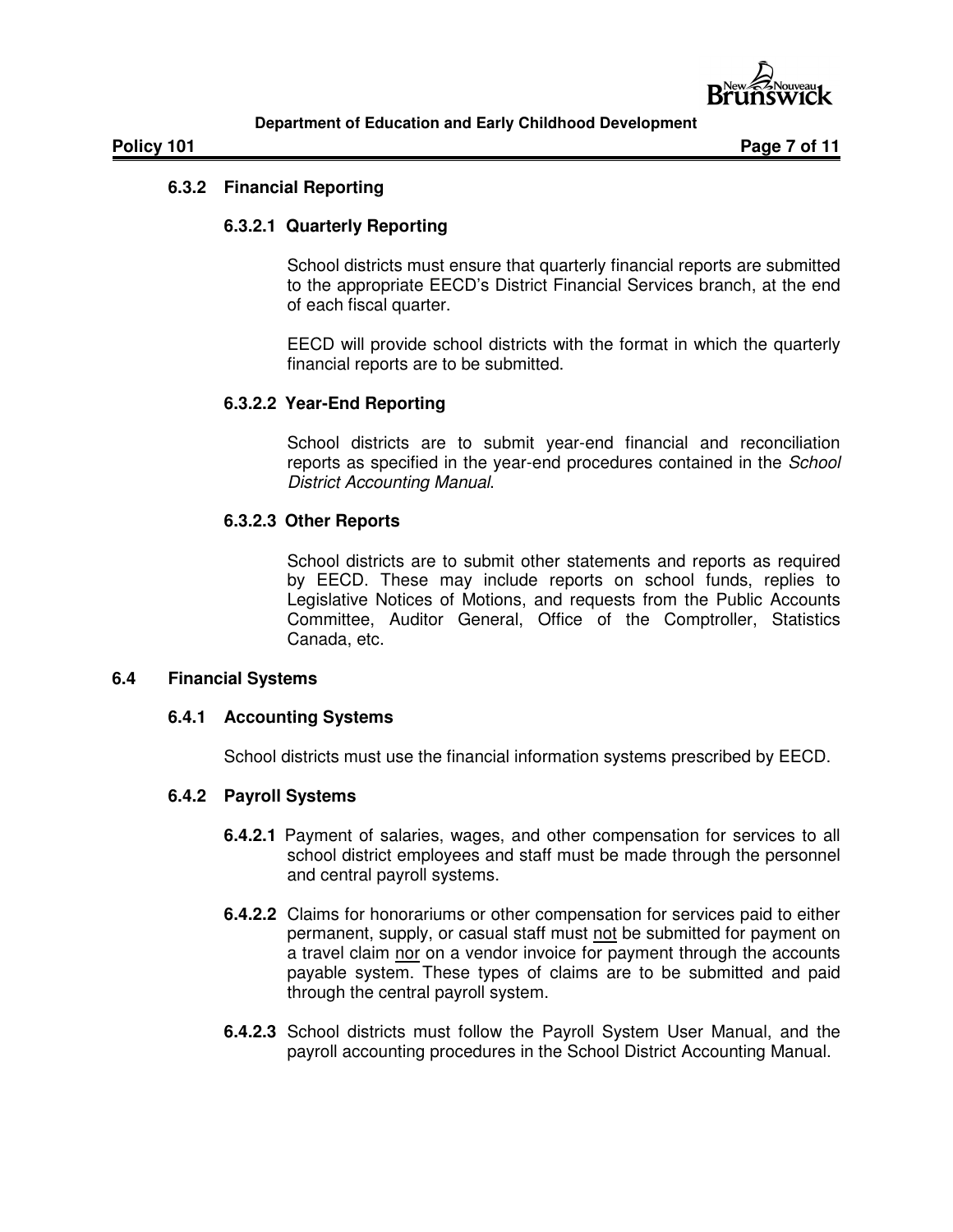### 6.3.2 Financial Reporting

#### 6.3.2.1 Quarterly Reporting

School districts must ensure that quarterly financial reports are submitted to the appropriate EECD's District Financial Services branch, at the end of each fiscal quarter.

EECD will provide school districts with the format in which the quarterly financial reports are to be submitted.

#### 6.3.2.2 Year-End Reporting

School districts are to submit year-end financial and reconciliation reports as specified in the year-end procedures contained in the *School District Accounting Manual*.

#### 6.3.2.3 Other Reports

School districts are to submit other statements and reports as required by EECD. These may include reports on school funds, replies to Legislative Notices of Motions, and requests from the Public Accounts Committee, Auditor General, Office of the Comptroller, Statistics Canada, etc.

## 6.4 Financial Systems

### 6.4.1 Accounting Systems

School districts must use the financial information systems prescribed by EECD.

### 6.4.2 Payroll Systems

**6.4.2.1** Payment of salaries, wages, and other compensation for services to all school district employees and staff must be made through the personnel and central payroll systems.

**6.4.2.2** Claims for honorariums or other compensation for services paid to either permanent, supply, or casual staff must <u>not</u> be submitted for payment on a travel claim <u>nor</u> on a vendor invoice for payment through the accounts payable system. These types of claims are to be submitted and paid through the central payroll system.

**6.4.2.3** School districts must follow the Payroll System User Manual, and the payroll accounting procedures in the School District Accounting Manual.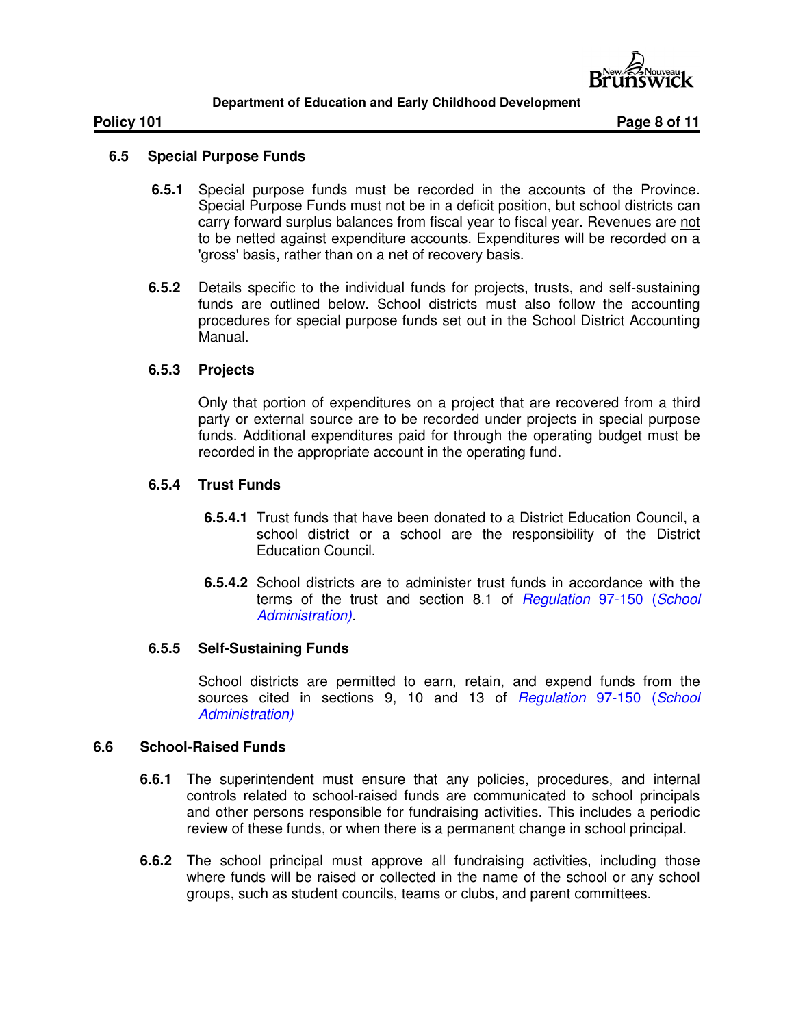### 6.5 Special Purpose Funds

**6.5.1** Special purpose funds must be recorded in the accounts of the Province. Special Purpose Funds must not be in a deficit position, but school districts can carry forward surplus balances from fiscal year to fiscal year. Revenues are not to be netted against expenditure accounts. Expenditures will be recorded on a 'gross' basis, rather than on a net of recovery basis.

**6.5.2** Details specific to the individual funds for projects, trusts, and self-sustaining funds are outlined below. School districts must also follow the accounting procedures for special purpose funds set out in the School District Accounting Manual.

**6.5.3 Projects**

Only that portion of expenditures on a project that are recovered from a third party or external source are to be recorded under projects in special purpose funds. Additional expenditures paid for through the operating budget must be recorded in the appropriate account in the operating fund.

**6.5.4 Trust Funds**

**6.5.4.1** Trust funds that have been donated to a District Education Council, a school district or a school are the responsibility of the District Education Council.

**6.5.4.2** School districts are to administer trust funds in accordance with the terms of the trust and section 8.1 of *Regulation* 97-150 (*School Administration).*

**6.5.5 Self-Sustaining Funds**

School districts are permitted to earn, retain, and expend funds from the sources cited in sections 9, 10 and 13 of *Regulation* 97-150 (*School Administration)*

### 6.6 School-Raised Funds

**6.6.1** The superintendent must ensure that any policies, procedures, and internal controls related to school-raised funds are communicated to school principals and other persons responsible for fundraising activities. This includes a periodic review of these funds, or when there is a permanent change in school principal.

**6.6.2** The school principal must approve all fundraising activities, including those where funds will be raised or collected in the name of the school or any school groups, such as student councils, teams or clubs, and parent committees.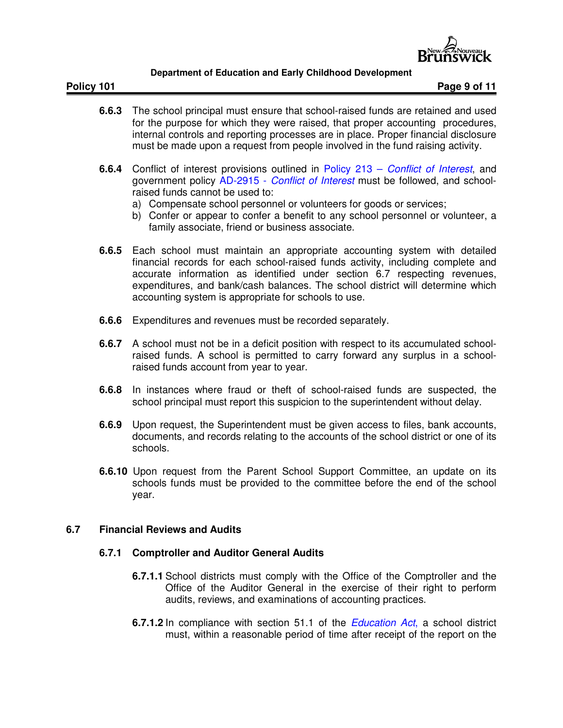**6.6.3** The school principal must ensure that school-raised funds are retained and used for the purpose for which they were raised, that proper accounting procedures, internal controls and reporting processes are in place. Proper financial disclosure must be made upon a request from people involved in the fund raising activity.

**6.6.4** Conflict of interest provisions outlined in Policy 213 – *Conflict of Interest*, and government policy AD-2915 - *Conflict of Interest* must be followed, and school-raised funds cannot be used to:

a) Compensate school personnel or volunteers for goods or services;
b) Confer or appear to confer a benefit to any school personnel or volunteer, a family associate, friend or business associate.

**6.6.5** Each school must maintain an appropriate accounting system with detailed financial records for each school-raised funds activity, including complete and accurate information as identified under section 6.7 respecting revenues, expenditures, and bank/cash balances. The school district will determine which accounting system is appropriate for schools to use.

**6.6.6** Expenditures and revenues must be recorded separately.

**6.6.7** A school must not be in a deficit position with respect to its accumulated school-raised funds. A school is permitted to carry forward any surplus in a school-raised funds account from year to year.

**6.6.8** In instances where fraud or theft of school-raised funds are suspected, the school principal must report this suspicion to the superintendent without delay.

**6.6.9** Upon request, the Superintendent must be given access to files, bank accounts, documents, and records relating to the accounts of the school district or one of its schools.

**6.6.10** Upon request from the Parent School Support Committee, an update on its schools funds must be provided to the committee before the end of the school year.

## 6.7 Financial Reviews and Audits

### 6.7.1 Comptroller and Auditor General Audits

**6.7.1.1** School districts must comply with the Office of the Comptroller and the Office of the Auditor General in the exercise of their right to perform audits, reviews, and examinations of accounting practices.

**6.7.1.2** In compliance with section 51.1 of the *Education Act*, a school district must, within a reasonable period of time after receipt of the report on the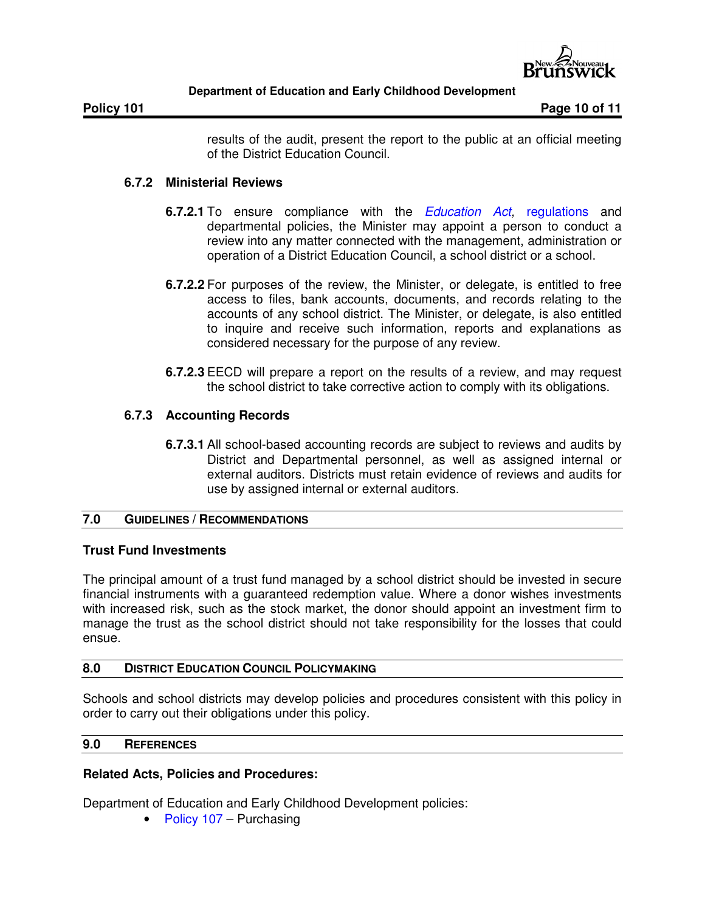results of the audit, present the report to the public at an official meeting of the District Education Council.

### 6.7.2 Ministerial Reviews

**6.7.2.1** To ensure compliance with the *Education Act,* regulations and departmental policies, the Minister may appoint a person to conduct a review into any matter connected with the management, administration or operation of a District Education Council, a school district or a school.

**6.7.2.2** For purposes of the review, the Minister, or delegate, is entitled to free access to files, bank accounts, documents, and records relating to the accounts of any school district. The Minister, or delegate, is also entitled to inquire and receive such information, reports and explanations as considered necessary for the purpose of any review.

**6.7.2.3** EECD will prepare a report on the results of a review, and may request the school district to take corrective action to comply with its obligations.

### 6.7.3 Accounting Records

**6.7.3.1** All school-based accounting records are subject to reviews and audits by District and Departmental personnel, as well as assigned internal or external auditors. Districts must retain evidence of reviews and audits for use by assigned internal or external auditors.

## 7.0 GUIDELINES / RECOMMENDATIONS

**Trust Fund Investments**

The principal amount of a trust fund managed by a school district should be invested in secure financial instruments with a guaranteed redemption value. Where a donor wishes investments with increased risk, such as the stock market, the donor should appoint an investment firm to manage the trust as the school district should not take responsibility for the losses that could ensue.

## 8.0 DISTRICT EDUCATION COUNCIL POLICYMAKING

Schools and school districts may develop policies and procedures consistent with this policy in order to carry out their obligations under this policy.

## 9.0 REFERENCES

**Related Acts, Policies and Procedures:**

Department of Education and Early Childhood Development policies:

- Policy 107 – Purchasing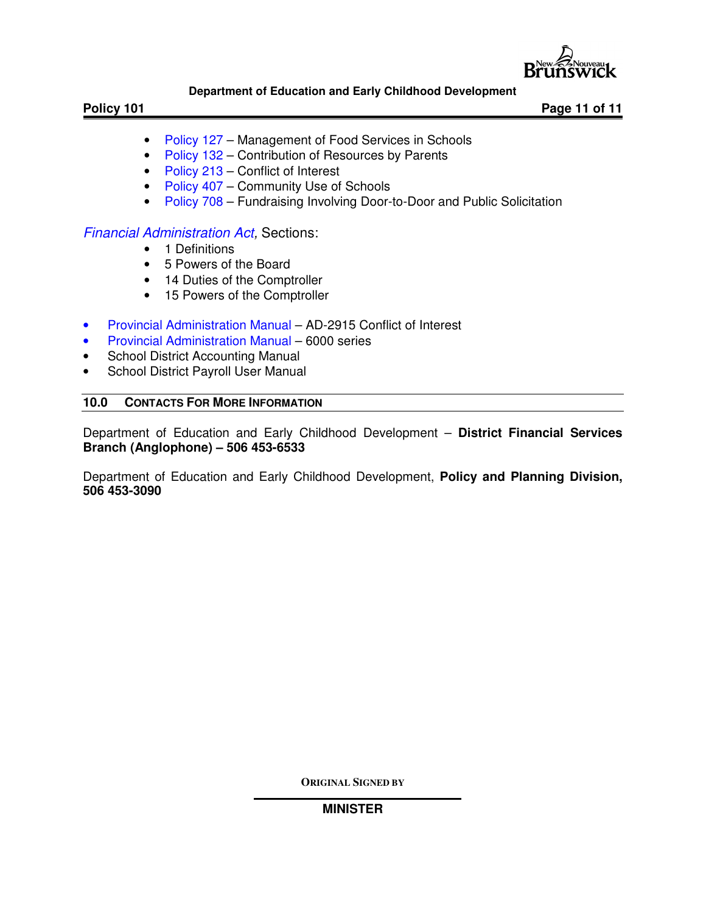- Policy 127 – Management of Food Services in Schools
- Policy 132 – Contribution of Resources by Parents
- Policy 213 – Conflict of Interest
- Policy 407 – Community Use of Schools
- Policy 708 – Fundraising Involving Door-to-Door and Public Solicitation

*Financial Administration Act,* Sections:

- 1 Definitions
- 5 Powers of the Board
- 14 Duties of the Comptroller
- 15 Powers of the Comptroller

- Provincial Administration Manual – AD-2915 Conflict of Interest
- Provincial Administration Manual – 6000 series
- School District Accounting Manual
- School District Payroll User Manual

## 10.0 CONTACTS FOR MORE INFORMATION

Department of Education and Early Childhood Development – **District Financial Services Branch (Anglophone) – 506 453-6533**

Department of Education and Early Childhood Development, **Policy and Planning Division, 506 453-3090**

ORIGINAL SIGNED BY

**MINISTER**